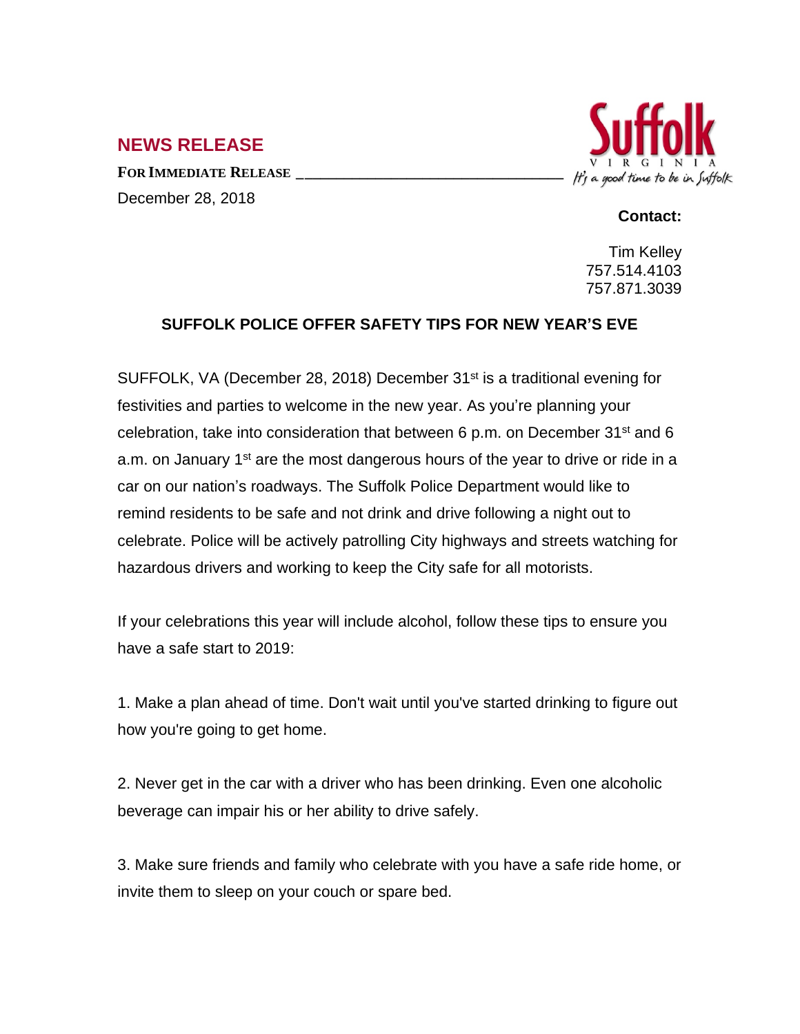## NEWS RELEASE

**FOR IMMEDIATE RELEASE**

December 28, 2018

**Contact:**

Tim Kelley
757.514.4103
757.871.3039

### SUFFOLK POLICE OFFER SAFETY TIPS FOR NEW YEAR'S EVE

SUFFOLK, VA (December 28, 2018) December 31st is a traditional evening for festivities and parties to welcome in the new year. As you're planning your celebration, take into consideration that between 6 p.m. on December 31st and 6 a.m. on January 1st are the most dangerous hours of the year to drive or ride in a car on our nation's roadways. The Suffolk Police Department would like to remind residents to be safe and not drink and drive following a night out to celebrate. Police will be actively patrolling City highways and streets watching for hazardous drivers and working to keep the City safe for all motorists.

If your celebrations this year will include alcohol, follow these tips to ensure you have a safe start to 2019:

1. Make a plan ahead of time. Don't wait until you've started drinking to figure out how you're going to get home.

2. Never get in the car with a driver who has been drinking. Even one alcoholic beverage can impair his or her ability to drive safely.

3. Make sure friends and family who celebrate with you have a safe ride home, or invite them to sleep on your couch or spare bed.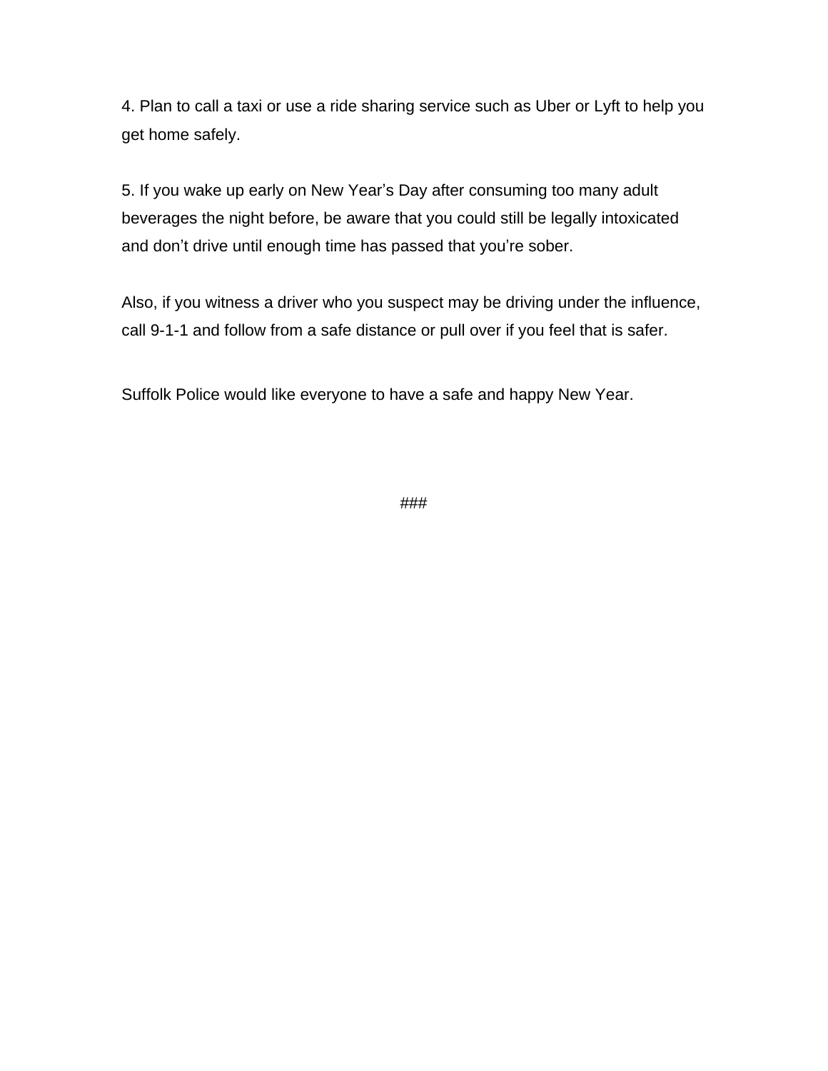4. Plan to call a taxi or use a ride sharing service such as Uber or Lyft to help you get home safely.

5. If you wake up early on New Year's Day after consuming too many adult beverages the night before, be aware that you could still be legally intoxicated and don't drive until enough time has passed that you're sober.

Also, if you witness a driver who you suspect may be driving under the influence, call 9-1-1 and follow from a safe distance or pull over if you feel that is safer.

Suffolk Police would like everyone to have a safe and happy New Year.

###